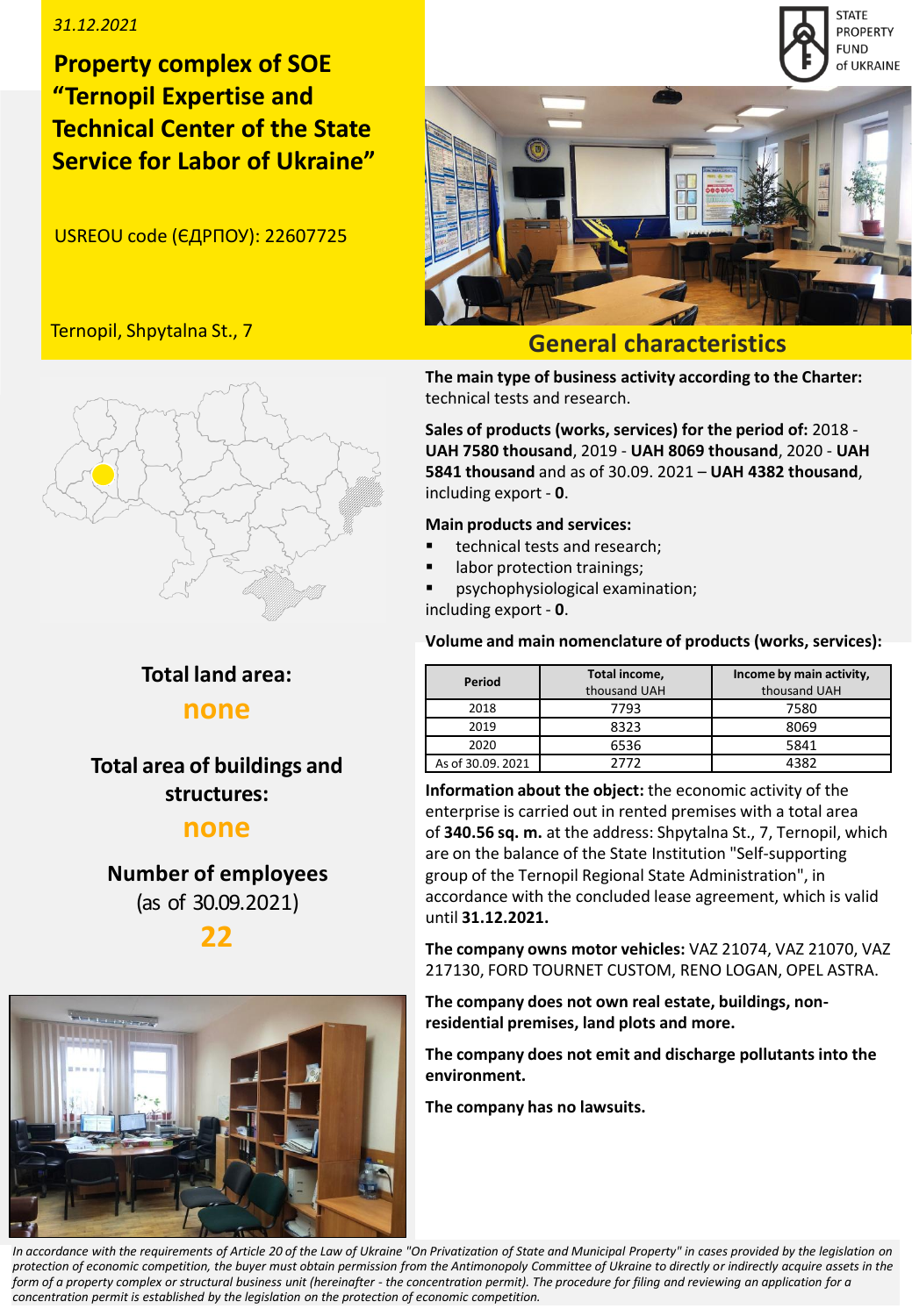31.12.2021

# Property complex of SOE "Ternopil Expertise and Technical Center of the State Service for Labor of Ukraine"

USREOU code (ЄДРПОУ): 22607725

Ternopil, Shpytalna St., 7

STATE PROPERTY FUND of UKRAINE

**Total land area:**

**none**

**Total area of buildings and structures:**

**none**

**Number of employees** (as of 30.09.2021)

**22**

## General characteristics

**The main type of business activity according to the Charter:** technical tests and research.

**Sales of products (works, services) for the period of:** 2018 - **UAH 7580 thousand**, 2019 - **UAH 8069 thousand**, 2020 - **UAH 5841 thousand** and as of 30.09. 2021 – **UAH 4382 thousand**, including export - **0**.

**Main products and services:**

- technical tests and research;
- labor protection trainings;
- psychophysiological examination;

including export - **0**.

**Volume and main nomenclature of products (works, services):**

| Period | Total income, thousand UAH | Income by main activity, thousand UAH |
|---|---|---|
| 2018 | 7793 | 7580 |
| 2019 | 8323 | 8069 |
| 2020 | 6536 | 5841 |
| As of 30.09. 2021 | 2772 | 4382 |

**Information about the object:** the economic activity of the enterprise is carried out in rented premises with a total area of **340.56 sq. m.** at the address: Shpytalna St., 7, Ternopil, which are on the balance of the State Institution "Self-supporting group of the Ternopil Regional State Administration", in accordance with the concluded lease agreement, which is valid until **31.12.2021.**

**The company owns motor vehicles:** VAZ 21074, VAZ 21070, VAZ 217130, FORD TOURNET CUSTOM, RENO LOGAN, OPEL ASTRA.

**The company does not own real estate, buildings, non-residential premises, land plots and more.**

**The company does not emit and discharge pollutants into the environment.**

**The company has no lawsuits.**

*In accordance with the requirements of Article 20 of the Law of Ukraine "On Privatization of State and Municipal Property" in cases provided by the legislation on protection of economic competition, the buyer must obtain permission from the Antimonopoly Committee of Ukraine to directly or indirectly acquire assets in the form of a property complex or structural business unit (hereinafter - the concentration permit). The procedure for filing and reviewing an application for a concentration permit is established by the legislation on the protection of economic competition.*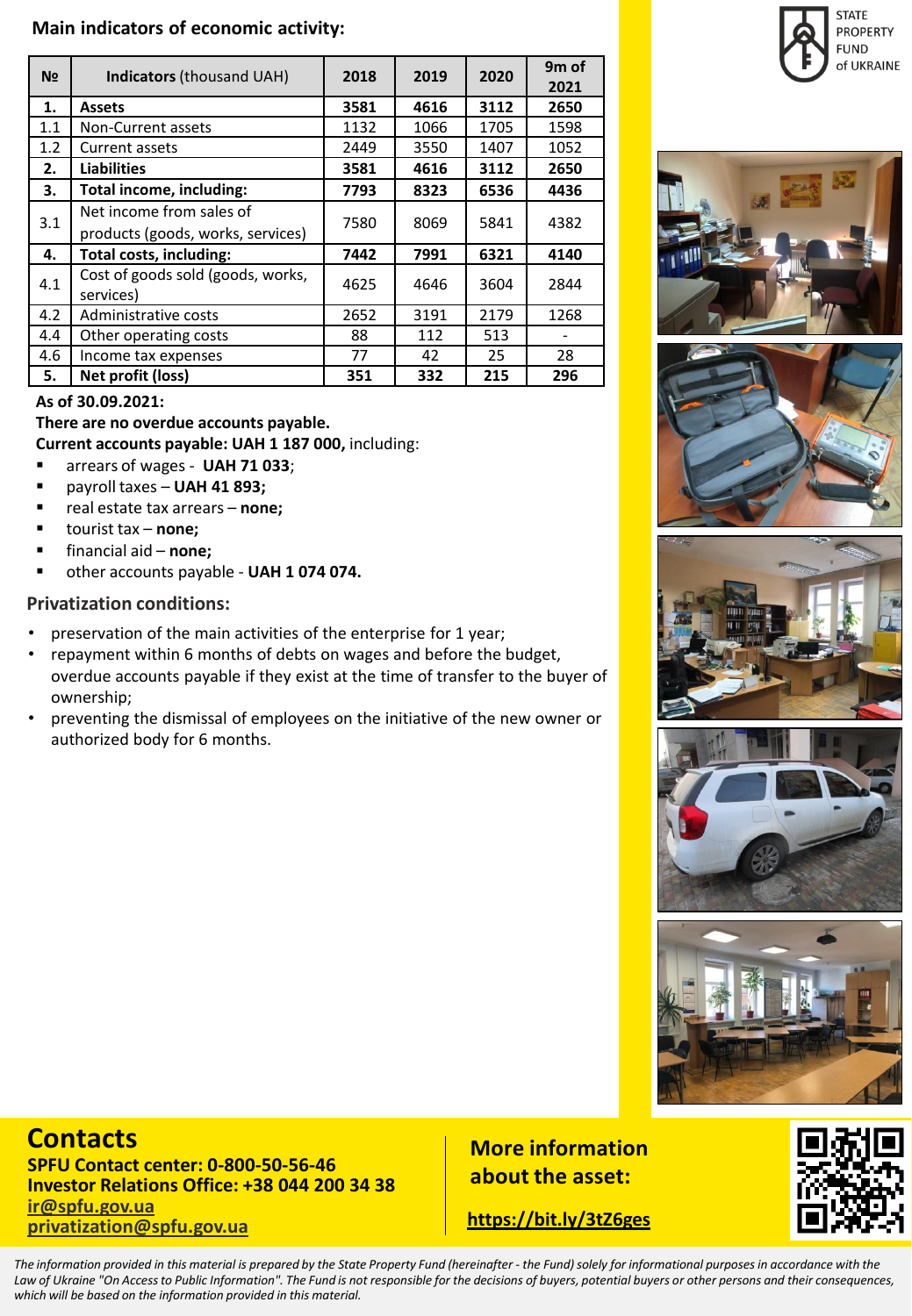## Main indicators of economic activity:

| № | Indicators (thousand UAH) | 2018 | 2019 | 2020 | 9m of 2021 |
|---|---|---|---|---|---|
| **1.** | **Assets** | **3581** | **4616** | **3112** | **2650** |
| 1.1 | Non-Current assets | 1132 | 1066 | 1705 | 1598 |
| 1.2 | Current assets | 2449 | 3550 | 1407 | 1052 |
| **2.** | **Liabilities** | **3581** | **4616** | **3112** | **2650** |
| **3.** | **Total income, including:** | **7793** | **8323** | **6536** | **4436** |
| 3.1 | Net income from sales of products (goods, works, services) | 7580 | 8069 | 5841 | 4382 |
| **4.** | **Total costs, including:** | **7442** | **7991** | **6321** | **4140** |
| 4.1 | Cost of goods sold (goods, works, services) | 4625 | 4646 | 3604 | 2844 |
| 4.2 | Administrative costs | 2652 | 3191 | 2179 | 1268 |
| 4.4 | Other operating costs | 88 | 112 | 513 | - |
| 4.6 | Income tax expenses | 77 | 42 | 25 | 28 |
| **5.** | **Net profit (loss)** | **351** | **332** | **215** | **296** |

**As of 30.09.2021:**

**There are no overdue accounts payable.**

**Current accounts payable: UAH 1 187 000,** including:

- arrears of wages - **UAH 71 033**;
- payroll taxes – **UAH 41 893;**
- real estate tax arrears – **none;**
- tourist tax – **none;**
- financial aid – **none;**
- other accounts payable - **UAH 1 074 074.**

## Privatization conditions:

- preservation of the main activities of the enterprise for 1 year;
- repayment within 6 months of debts on wages and before the budget, overdue accounts payable if they exist at the time of transfer to the buyer of ownership;
- preventing the dismissal of employees on the initiative of the new owner or authorized body for 6 months.

## Contacts

**SPFU Contact center: 0-800-50-56-46**
**Investor Relations Office: +38 044 200 34 38**
**ir@spfu.gov.ua**
**privatization@spfu.gov.ua**

**More information about the asset:**

**https://bit.ly/3tZ6ges**

*The information provided in this material is prepared by the State Property Fund (hereinafter - the Fund) solely for informational purposes in accordance with the Law of Ukraine "On Access to Public Information". The Fund is not responsible for the decisions of buyers, potential buyers or other persons and their consequences, which will be based on the information provided in this material.*